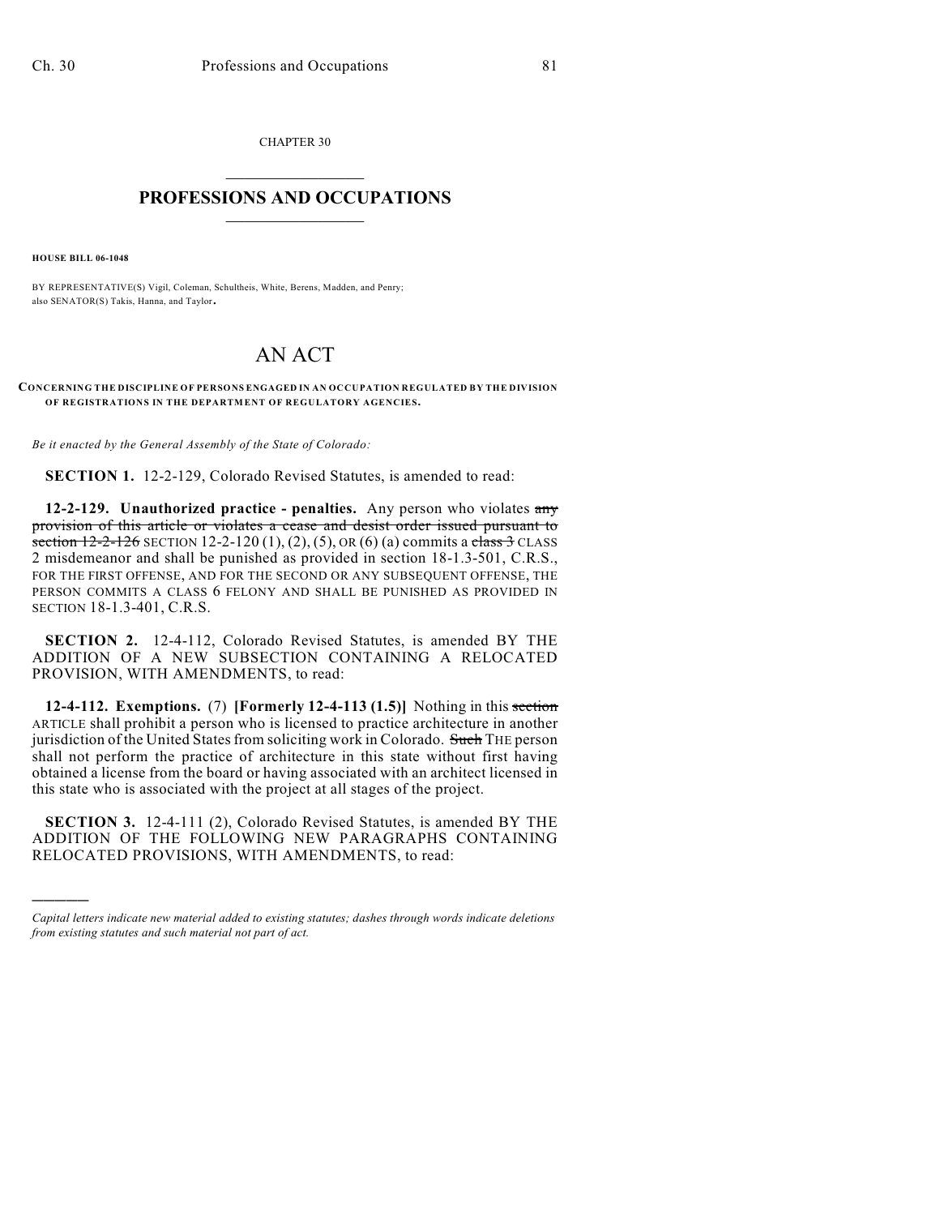CHAPTER 30

# PROFESSIONS AND OCCUPATIONS

**HOUSE BILL 06-1048**

BY REPRESENTATIVE(S) Vigil, Coleman, Schultheis, White, Berens, Madden, and Penry; also SENATOR(S) Takis, Hanna, and Taylor.

# AN ACT

**CONCERNING THE DISCIPLINE OF PERSONS ENGAGED IN AN OCCUPATION REGULATED BY THE DIVISION OF REGISTRATIONS IN THE DEPARTMENT OF REGULATORY AGENCIES.**

*Be it enacted by the General Assembly of the State of Colorado:*

**SECTION 1.** 12-2-129, Colorado Revised Statutes, is amended to read:

**12-2-129. Unauthorized practice - penalties.** Any person who violates ~~any provision of this article or violates a cease and desist order issued pursuant to section 12-2-126~~ SECTION 12-2-120 (1), (2), (5), OR (6) (a) commits a ~~class 3~~ CLASS 2 misdemeanor and shall be punished as provided in section 18-1.3-501, C.R.S., FOR THE FIRST OFFENSE, AND FOR THE SECOND OR ANY SUBSEQUENT OFFENSE, THE PERSON COMMITS A CLASS 6 FELONY AND SHALL BE PUNISHED AS PROVIDED IN SECTION 18-1.3-401, C.R.S.

**SECTION 2.** 12-4-112, Colorado Revised Statutes, is amended BY THE ADDITION OF A NEW SUBSECTION CONTAINING A RELOCATED PROVISION, WITH AMENDMENTS, to read:

**12-4-112. Exemptions.** (7) **[Formerly 12-4-113 (1.5)]** Nothing in this ~~section~~ ARTICLE shall prohibit a person who is licensed to practice architecture in another jurisdiction of the United States from soliciting work in Colorado. ~~Such~~ THE person shall not perform the practice of architecture in this state without first having obtained a license from the board or having associated with an architect licensed in this state who is associated with the project at all stages of the project.

**SECTION 3.** 12-4-111 (2), Colorado Revised Statutes, is amended BY THE ADDITION OF THE FOLLOWING NEW PARAGRAPHS CONTAINING RELOCATED PROVISIONS, WITH AMENDMENTS, to read:

*Capital letters indicate new material added to existing statutes; dashes through words indicate deletions from existing statutes and such material not part of act.*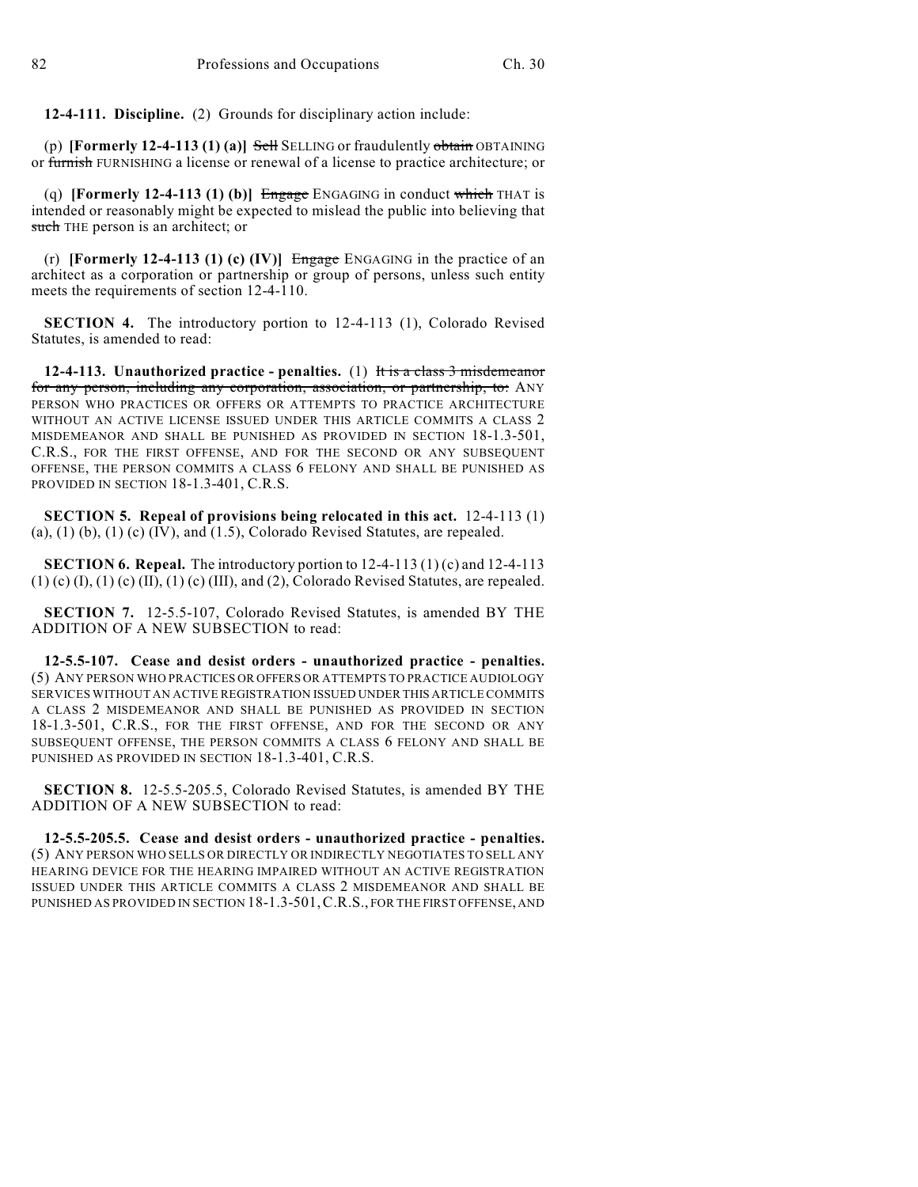**12-4-111. Discipline.** (2) Grounds for disciplinary action include:

(p) **[Formerly 12-4-113 (1) (a)]** ~~Sell~~ SELLING or fraudulently ~~obtain~~ OBTAINING or ~~furnish~~ FURNISHING a license or renewal of a license to practice architecture; or

(q) **[Formerly 12-4-113 (1) (b)]** ~~Engage~~ ENGAGING in conduct ~~which~~ THAT is intended or reasonably might be expected to mislead the public into believing that ~~such~~ THE person is an architect; or

(r) **[Formerly 12-4-113 (1) (c) (IV)]** ~~Engage~~ ENGAGING in the practice of an architect as a corporation or partnership or group of persons, unless such entity meets the requirements of section 12-4-110.

**SECTION 4.** The introductory portion to 12-4-113 (1), Colorado Revised Statutes, is amended to read:

**12-4-113. Unauthorized practice - penalties.** (1) ~~It is a class 3 misdemeanor for any person, including any corporation, association, or partnership, to:~~ ANY PERSON WHO PRACTICES OR OFFERS OR ATTEMPTS TO PRACTICE ARCHITECTURE WITHOUT AN ACTIVE LICENSE ISSUED UNDER THIS ARTICLE COMMITS A CLASS 2 MISDEMEANOR AND SHALL BE PUNISHED AS PROVIDED IN SECTION 18-1.3-501, C.R.S., FOR THE FIRST OFFENSE, AND FOR THE SECOND OR ANY SUBSEQUENT OFFENSE, THE PERSON COMMITS A CLASS 6 FELONY AND SHALL BE PUNISHED AS PROVIDED IN SECTION 18-1.3-401, C.R.S.

**SECTION 5. Repeal of provisions being relocated in this act.** 12-4-113 (1) (a), (1) (b), (1) (c) (IV), and (1.5), Colorado Revised Statutes, are repealed.

**SECTION 6. Repeal.** The introductory portion to 12-4-113 (1) (c) and 12-4-113 (1) (c) (I), (1) (c) (II), (1) (c) (III), and (2), Colorado Revised Statutes, are repealed.

**SECTION 7.** 12-5.5-107, Colorado Revised Statutes, is amended BY THE ADDITION OF A NEW SUBSECTION to read:

**12-5.5-107. Cease and desist orders - unauthorized practice - penalties.** (5) ANY PERSON WHO PRACTICES OR OFFERS OR ATTEMPTS TO PRACTICE AUDIOLOGY SERVICES WITHOUT AN ACTIVE REGISTRATION ISSUED UNDER THIS ARTICLE COMMITS A CLASS 2 MISDEMEANOR AND SHALL BE PUNISHED AS PROVIDED IN SECTION 18-1.3-501, C.R.S., FOR THE FIRST OFFENSE, AND FOR THE SECOND OR ANY SUBSEQUENT OFFENSE, THE PERSON COMMITS A CLASS 6 FELONY AND SHALL BE PUNISHED AS PROVIDED IN SECTION 18-1.3-401, C.R.S.

**SECTION 8.** 12-5.5-205.5, Colorado Revised Statutes, is amended BY THE ADDITION OF A NEW SUBSECTION to read:

**12-5.5-205.5. Cease and desist orders - unauthorized practice - penalties.** (5) ANY PERSON WHO SELLS OR DIRECTLY OR INDIRECTLY NEGOTIATES TO SELL ANY HEARING DEVICE FOR THE HEARING IMPAIRED WITHOUT AN ACTIVE REGISTRATION ISSUED UNDER THIS ARTICLE COMMITS A CLASS 2 MISDEMEANOR AND SHALL BE PUNISHED AS PROVIDED IN SECTION 18-1.3-501, C.R.S., FOR THE FIRST OFFENSE, AND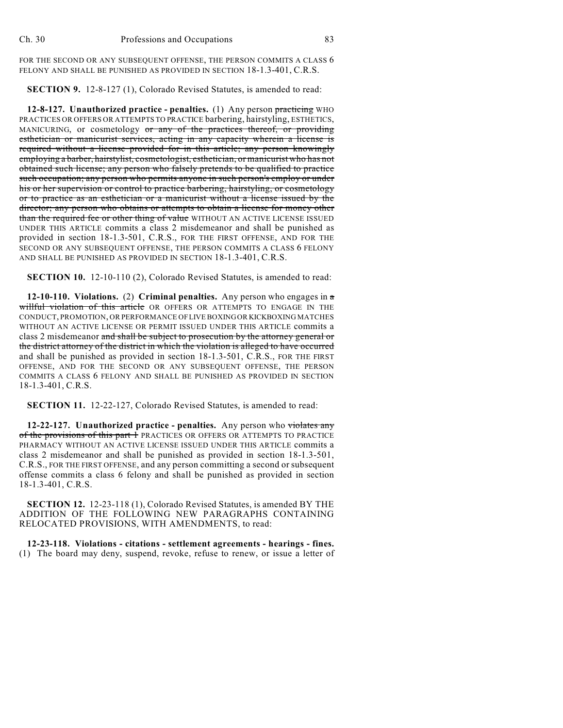FOR THE SECOND OR ANY SUBSEQUENT OFFENSE, THE PERSON COMMITS A CLASS 6 FELONY AND SHALL BE PUNISHED AS PROVIDED IN SECTION 18-1.3-401, C.R.S.

**SECTION 9.** 12-8-127 (1), Colorado Revised Statutes, is amended to read:

**12-8-127. Unauthorized practice - penalties.** (1) Any person ~~practicing~~ WHO PRACTICES OR OFFERS OR ATTEMPTS TO PRACTICE barbering, hairstyling, ESTHETICS, MANICURING, or cosmetology ~~or any of the practices thereof, or providing esthetician or manicurist services, acting in any capacity wherein a license is required without a license provided for in this article; any person knowingly employing a barber, hairstylist, cosmetologist, esthetician, or manicurist who has not obtained such license; any person who falsely pretends to be qualified to practice such occupation; any person who permits anyone in such person's employ or under his or her supervision or control to practice barbering, hairstyling, or cosmetology or to practice as an esthetician or a manicurist without a license issued by the director; any person who obtains or attempts to obtain a license for money other than the required fee or other thing of value~~ WITHOUT AN ACTIVE LICENSE ISSUED UNDER THIS ARTICLE commits a class 2 misdemeanor and shall be punished as provided in section 18-1.3-501, C.R.S., FOR THE FIRST OFFENSE, AND FOR THE SECOND OR ANY SUBSEQUENT OFFENSE, THE PERSON COMMITS A CLASS 6 FELONY AND SHALL BE PUNISHED AS PROVIDED IN SECTION 18-1.3-401, C.R.S.

**SECTION 10.** 12-10-110 (2), Colorado Revised Statutes, is amended to read:

**12-10-110. Violations.** (2) **Criminal penalties.** Any person who engages in ~~a willful violation of this article~~ OR OFFERS OR ATTEMPTS TO ENGAGE IN THE CONDUCT, PROMOTION, OR PERFORMANCE OF LIVE BOXING OR KICKBOXING MATCHES WITHOUT AN ACTIVE LICENSE OR PERMIT ISSUED UNDER THIS ARTICLE commits a class 2 misdemeanor ~~and shall be subject to prosecution by the attorney general or the district attorney of the district in which the violation is alleged to have occurred~~ and shall be punished as provided in section 18-1.3-501, C.R.S., FOR THE FIRST OFFENSE, AND FOR THE SECOND OR ANY SUBSEQUENT OFFENSE, THE PERSON COMMITS A CLASS 6 FELONY AND SHALL BE PUNISHED AS PROVIDED IN SECTION 18-1.3-401, C.R.S.

**SECTION 11.** 12-22-127, Colorado Revised Statutes, is amended to read:

**12-22-127. Unauthorized practice - penalties.** Any person who ~~violates any of the provisions of this part 1~~ PRACTICES OR OFFERS OR ATTEMPTS TO PRACTICE PHARMACY WITHOUT AN ACTIVE LICENSE ISSUED UNDER THIS ARTICLE commits a class 2 misdemeanor and shall be punished as provided in section 18-1.3-501, C.R.S., FOR THE FIRST OFFENSE, and any person committing a second or subsequent offense commits a class 6 felony and shall be punished as provided in section 18-1.3-401, C.R.S.

**SECTION 12.** 12-23-118 (1), Colorado Revised Statutes, is amended BY THE ADDITION OF THE FOLLOWING NEW PARAGRAPHS CONTAINING RELOCATED PROVISIONS, WITH AMENDMENTS, to read:

**12-23-118. Violations - citations - settlement agreements - hearings - fines.** (1) The board may deny, suspend, revoke, refuse to renew, or issue a letter of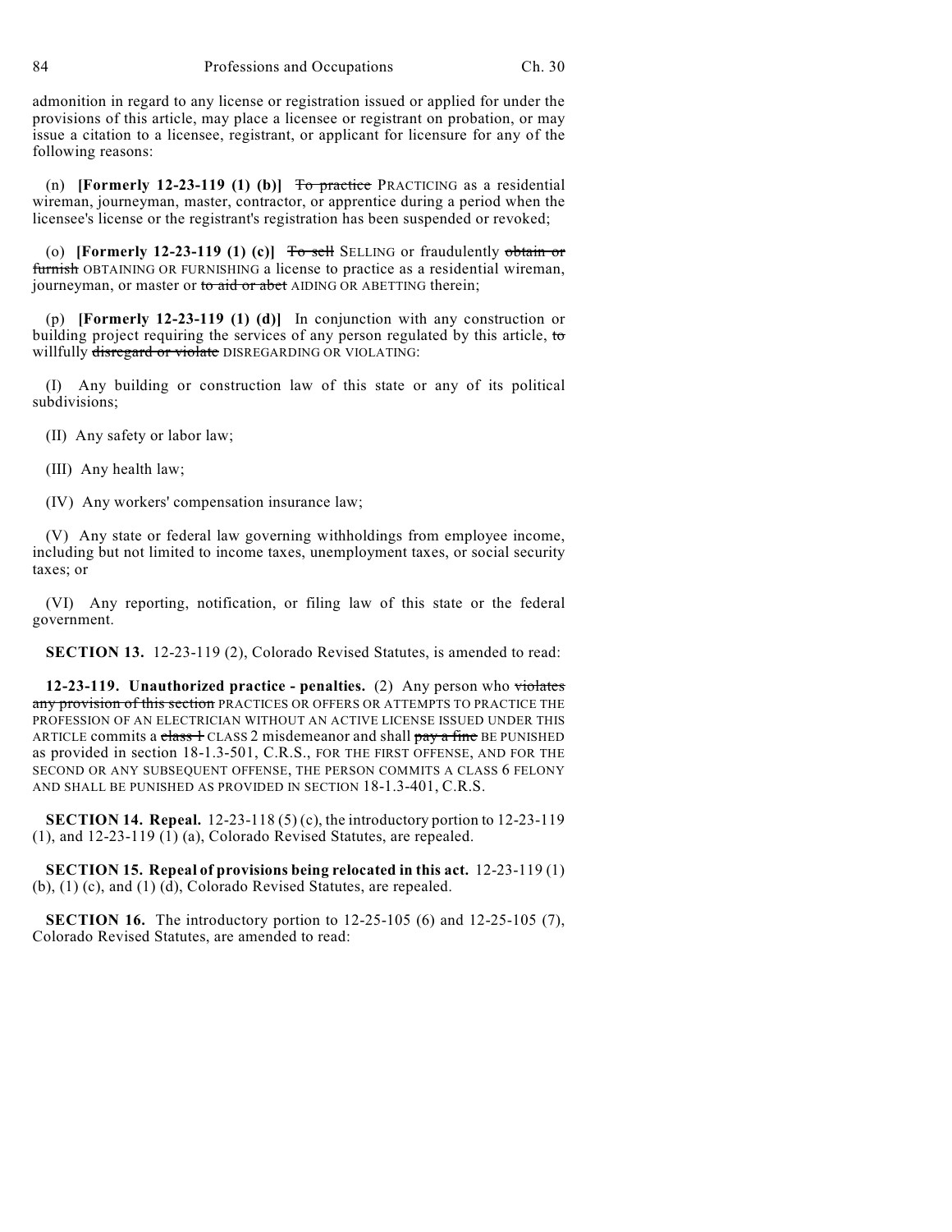admonition in regard to any license or registration issued or applied for under the provisions of this article, may place a licensee or registrant on probation, or may issue a citation to a licensee, registrant, or applicant for licensure for any of the following reasons:

(n) **[Formerly 12-23-119 (1) (b)]** ~~To practice~~ PRACTICING as a residential wireman, journeyman, master, contractor, or apprentice during a period when the licensee's license or the registrant's registration has been suspended or revoked;

(o) **[Formerly 12-23-119 (1) (c)]** ~~To sell~~ SELLING or fraudulently ~~obtain or furnish~~ OBTAINING OR FURNISHING a license to practice as a residential wireman, journeyman, or master or ~~to aid or abet~~ AIDING OR ABETTING therein;

(p) **[Formerly 12-23-119 (1) (d)]** In conjunction with any construction or building project requiring the services of any person regulated by this article, ~~to~~ willfully ~~disregard or violate~~ DISREGARDING OR VIOLATING:

(I) Any building or construction law of this state or any of its political subdivisions;

(II) Any safety or labor law;

(III) Any health law;

(IV) Any workers' compensation insurance law;

(V) Any state or federal law governing withholdings from employee income, including but not limited to income taxes, unemployment taxes, or social security taxes; or

(VI) Any reporting, notification, or filing law of this state or the federal government.

**SECTION 13.** 12-23-119 (2), Colorado Revised Statutes, is amended to read:

**12-23-119. Unauthorized practice - penalties.** (2) Any person who ~~violates any provision of this section~~ PRACTICES OR OFFERS OR ATTEMPTS TO PRACTICE THE PROFESSION OF AN ELECTRICIAN WITHOUT AN ACTIVE LICENSE ISSUED UNDER THIS ARTICLE commits a ~~class 1~~ CLASS 2 misdemeanor and shall ~~pay a fine~~ BE PUNISHED as provided in section 18-1.3-501, C.R.S., FOR THE FIRST OFFENSE, AND FOR THE SECOND OR ANY SUBSEQUENT OFFENSE, THE PERSON COMMITS A CLASS 6 FELONY AND SHALL BE PUNISHED AS PROVIDED IN SECTION 18-1.3-401, C.R.S.

**SECTION 14. Repeal.** 12-23-118 (5) (c), the introductory portion to 12-23-119 (1), and 12-23-119 (1) (a), Colorado Revised Statutes, are repealed.

**SECTION 15. Repeal of provisions being relocated in this act.** 12-23-119 (1) (b), (1) (c), and (1) (d), Colorado Revised Statutes, are repealed.

**SECTION 16.** The introductory portion to 12-25-105 (6) and 12-25-105 (7), Colorado Revised Statutes, are amended to read: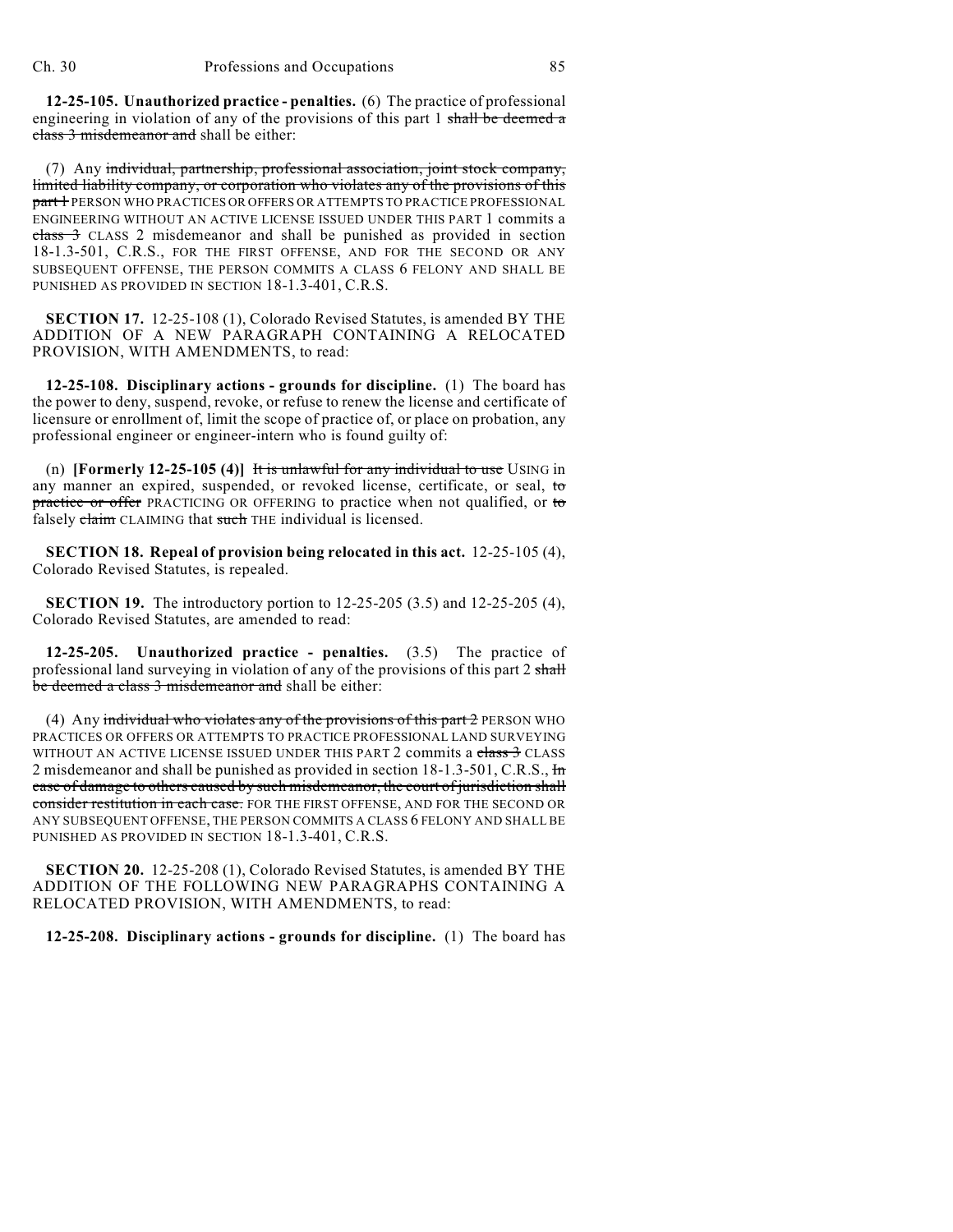**12-25-105. Unauthorized practice - penalties.** (6) The practice of professional engineering in violation of any of the provisions of this part 1 ~~shall be deemed a class 3 misdemeanor and~~ shall be either:

(7) Any ~~individual, partnership, professional association, joint stock company, limited liability company, or corporation who violates any of the provisions of this part 1~~ PERSON WHO PRACTICES OR OFFERS OR ATTEMPTS TO PRACTICE PROFESSIONAL ENGINEERING WITHOUT AN ACTIVE LICENSE ISSUED UNDER THIS PART 1 commits a ~~class 3~~ CLASS 2 misdemeanor and shall be punished as provided in section 18-1.3-501, C.R.S., FOR THE FIRST OFFENSE, AND FOR THE SECOND OR ANY SUBSEQUENT OFFENSE, THE PERSON COMMITS A CLASS 6 FELONY AND SHALL BE PUNISHED AS PROVIDED IN SECTION 18-1.3-401, C.R.S.

**SECTION 17.** 12-25-108 (1), Colorado Revised Statutes, is amended BY THE ADDITION OF A NEW PARAGRAPH CONTAINING A RELOCATED PROVISION, WITH AMENDMENTS, to read:

**12-25-108. Disciplinary actions - grounds for discipline.** (1) The board has the power to deny, suspend, revoke, or refuse to renew the license and certificate of licensure or enrollment of, limit the scope of practice of, or place on probation, any professional engineer or engineer-intern who is found guilty of:

(n) **[Formerly 12-25-105 (4)]** ~~It is unlawful for any individual to use~~ USING in any manner an expired, suspended, or revoked license, certificate, or seal, ~~to practice or offer~~ PRACTICING OR OFFERING to practice when not qualified, or ~~to~~ falsely ~~claim~~ CLAIMING that ~~such~~ THE individual is licensed.

**SECTION 18. Repeal of provision being relocated in this act.** 12-25-105 (4), Colorado Revised Statutes, is repealed.

**SECTION 19.** The introductory portion to 12-25-205 (3.5) and 12-25-205 (4), Colorado Revised Statutes, are amended to read:

**12-25-205. Unauthorized practice - penalties.** (3.5) The practice of professional land surveying in violation of any of the provisions of this part 2 ~~shall be deemed a class 3 misdemeanor and~~ shall be either:

(4) Any ~~individual who violates any of the provisions of this part 2~~ PERSON WHO PRACTICES OR OFFERS OR ATTEMPTS TO PRACTICE PROFESSIONAL LAND SURVEYING WITHOUT AN ACTIVE LICENSE ISSUED UNDER THIS PART 2 commits a ~~class 3~~ CLASS 2 misdemeanor and shall be punished as provided in section 18-1.3-501, C.R.S., ~~In case of damage to others caused by such misdemeanor, the court of jurisdiction shall consider restitution in each case.~~ FOR THE FIRST OFFENSE, AND FOR THE SECOND OR ANY SUBSEQUENT OFFENSE, THE PERSON COMMITS A CLASS 6 FELONY AND SHALL BE PUNISHED AS PROVIDED IN SECTION 18-1.3-401, C.R.S.

**SECTION 20.** 12-25-208 (1), Colorado Revised Statutes, is amended BY THE ADDITION OF THE FOLLOWING NEW PARAGRAPHS CONTAINING A RELOCATED PROVISION, WITH AMENDMENTS, to read:

**12-25-208. Disciplinary actions - grounds for discipline.** (1) The board has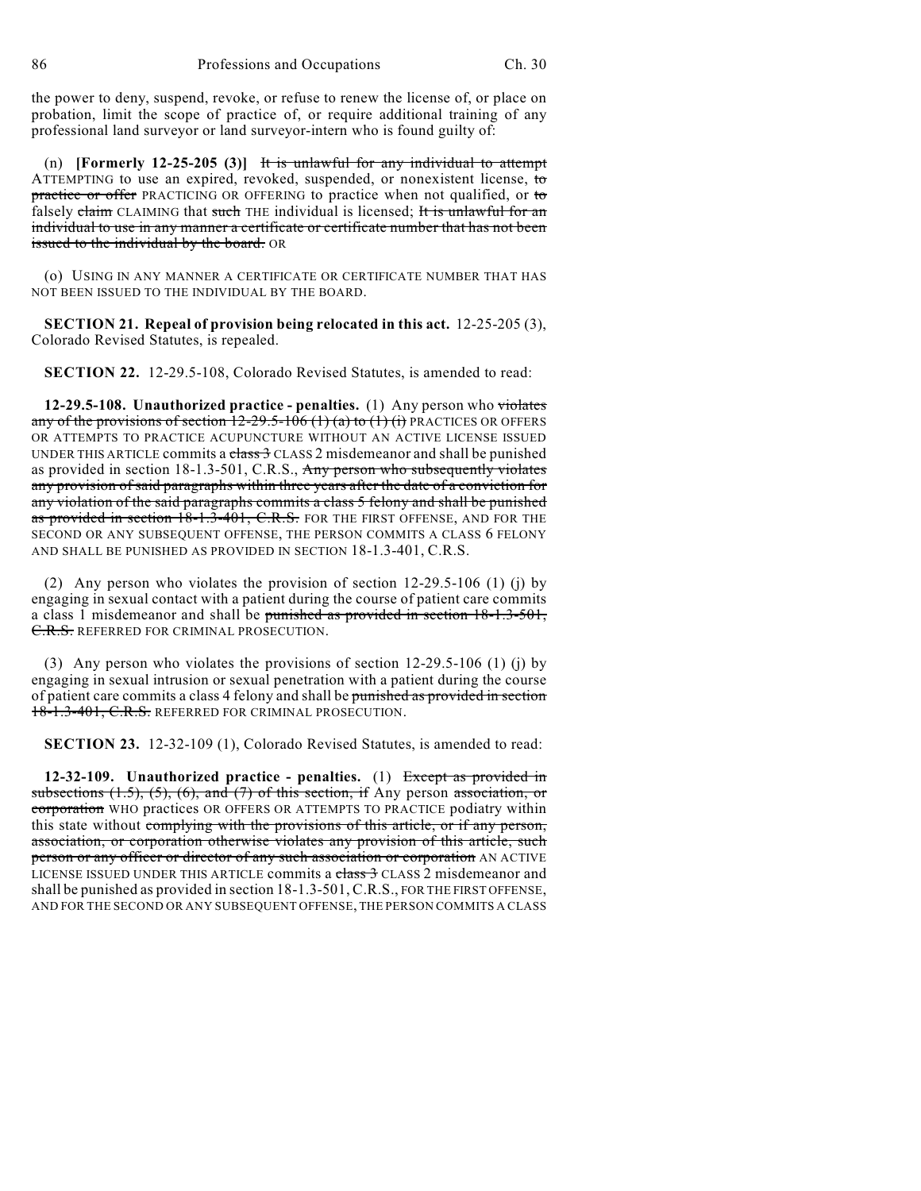the power to deny, suspend, revoke, or refuse to renew the license of, or place on probation, limit the scope of practice of, or require additional training of any professional land surveyor or land surveyor-intern who is found guilty of:

(n) **[Formerly 12-25-205 (3)]** ~~It is unlawful for any individual to attempt~~ ATTEMPTING to use an expired, revoked, suspended, or nonexistent license, ~~to practice or offer~~ PRACTICING OR OFFERING to practice when not qualified, or ~~to~~ falsely ~~claim~~ CLAIMING that ~~such~~ THE individual is licensed; ~~It is unlawful for an individual to use in any manner a certificate or certificate number that has not been issued to the individual by the board.~~ OR

(o) USING IN ANY MANNER A CERTIFICATE OR CERTIFICATE NUMBER THAT HAS NOT BEEN ISSUED TO THE INDIVIDUAL BY THE BOARD.

**SECTION 21. Repeal of provision being relocated in this act.** 12-25-205 (3), Colorado Revised Statutes, is repealed.

**SECTION 22.** 12-29.5-108, Colorado Revised Statutes, is amended to read:

**12-29.5-108. Unauthorized practice - penalties.** (1) Any person who ~~violates any of the provisions of section 12-29.5-106 (1) (a) to (1) (i)~~ PRACTICES OR OFFERS OR ATTEMPTS TO PRACTICE ACUPUNCTURE WITHOUT AN ACTIVE LICENSE ISSUED UNDER THIS ARTICLE commits a ~~class 3~~ CLASS 2 misdemeanor and shall be punished as provided in section 18-1.3-501, C.R.S., ~~Any person who subsequently violates any provision of said paragraphs within three years after the date of a conviction for any violation of the said paragraphs commits a class 5 felony and shall be punished as provided in section 18-1.3-401, C.R.S.~~ FOR THE FIRST OFFENSE, AND FOR THE SECOND OR ANY SUBSEQUENT OFFENSE, THE PERSON COMMITS A CLASS 6 FELONY AND SHALL BE PUNISHED AS PROVIDED IN SECTION 18-1.3-401, C.R.S.

(2) Any person who violates the provision of section 12-29.5-106 (1) (j) by engaging in sexual contact with a patient during the course of patient care commits a class 1 misdemeanor and shall be ~~punished as provided in section 18-1.3-501, C.R.S.~~ REFERRED FOR CRIMINAL PROSECUTION.

(3) Any person who violates the provisions of section 12-29.5-106 (1) (j) by engaging in sexual intrusion or sexual penetration with a patient during the course of patient care commits a class 4 felony and shall be ~~punished as provided in section 18-1.3-401, C.R.S.~~ REFERRED FOR CRIMINAL PROSECUTION.

**SECTION 23.** 12-32-109 (1), Colorado Revised Statutes, is amended to read:

**12-32-109. Unauthorized practice - penalties.** (1) ~~Except as provided in subsections (1.5), (5), (6), and (7) of this section, if~~ Any person ~~association, or corporation~~ WHO practices OR OFFERS OR ATTEMPTS TO PRACTICE podiatry within this state without ~~complying with the provisions of this article, or if any person, association, or corporation otherwise violates any provision of this article, such person or any officer or director of any such association or corporation~~ AN ACTIVE LICENSE ISSUED UNDER THIS ARTICLE commits a ~~class 3~~ CLASS 2 misdemeanor and shall be punished as provided in section 18-1.3-501, C.R.S., FOR THE FIRST OFFENSE, AND FOR THE SECOND OR ANY SUBSEQUENT OFFENSE, THE PERSON COMMITS A CLASS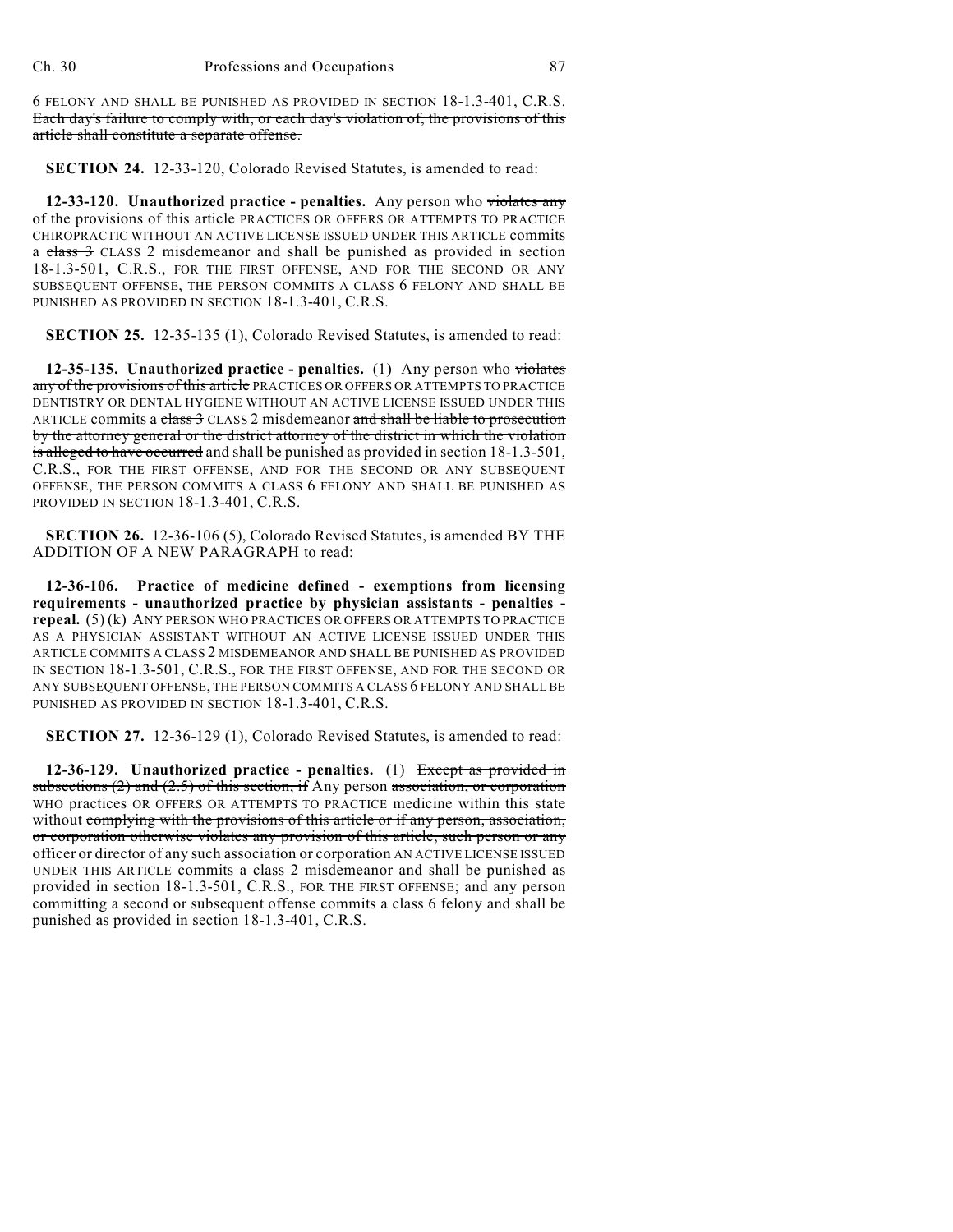6 FELONY AND SHALL BE PUNISHED AS PROVIDED IN SECTION 18-1.3-401, C.R.S. ~~Each day's failure to comply with, or each day's violation of, the provisions of this article shall constitute a separate offense.~~

**SECTION 24.** 12-33-120, Colorado Revised Statutes, is amended to read:

**12-33-120. Unauthorized practice - penalties.** Any person who ~~violates any of the provisions of this article~~ PRACTICES OR OFFERS OR ATTEMPTS TO PRACTICE CHIROPRACTIC WITHOUT AN ACTIVE LICENSE ISSUED UNDER THIS ARTICLE commits a ~~class 3~~ CLASS 2 misdemeanor and shall be punished as provided in section 18-1.3-501, C.R.S., FOR THE FIRST OFFENSE, AND FOR THE SECOND OR ANY SUBSEQUENT OFFENSE, THE PERSON COMMITS A CLASS 6 FELONY AND SHALL BE PUNISHED AS PROVIDED IN SECTION 18-1.3-401, C.R.S.

**SECTION 25.** 12-35-135 (1), Colorado Revised Statutes, is amended to read:

**12-35-135. Unauthorized practice - penalties.** (1) Any person who ~~violates any of the provisions of this article~~ PRACTICES OR OFFERS OR ATTEMPTS TO PRACTICE DENTISTRY OR DENTAL HYGIENE WITHOUT AN ACTIVE LICENSE ISSUED UNDER THIS ARTICLE commits a ~~class 3~~ CLASS 2 misdemeanor ~~and shall be liable to prosecution by the attorney general or the district attorney of the district in which the violation is alleged to have occurred~~ and shall be punished as provided in section 18-1.3-501, C.R.S., FOR THE FIRST OFFENSE, AND FOR THE SECOND OR ANY SUBSEQUENT OFFENSE, THE PERSON COMMITS A CLASS 6 FELONY AND SHALL BE PUNISHED AS PROVIDED IN SECTION 18-1.3-401, C.R.S.

**SECTION 26.** 12-36-106 (5), Colorado Revised Statutes, is amended BY THE ADDITION OF A NEW PARAGRAPH to read:

**12-36-106. Practice of medicine defined - exemptions from licensing requirements - unauthorized practice by physician assistants - penalties - repeal.** (5) (k) ANY PERSON WHO PRACTICES OR OFFERS OR ATTEMPTS TO PRACTICE AS A PHYSICIAN ASSISTANT WITHOUT AN ACTIVE LICENSE ISSUED UNDER THIS ARTICLE COMMITS A CLASS 2 MISDEMEANOR AND SHALL BE PUNISHED AS PROVIDED IN SECTION 18-1.3-501, C.R.S., FOR THE FIRST OFFENSE, AND FOR THE SECOND OR ANY SUBSEQUENT OFFENSE, THE PERSON COMMITS A CLASS 6 FELONY AND SHALL BE PUNISHED AS PROVIDED IN SECTION 18-1.3-401, C.R.S.

**SECTION 27.** 12-36-129 (1), Colorado Revised Statutes, is amended to read:

**12-36-129. Unauthorized practice - penalties.** (1) ~~Except as provided in subsections (2) and (2.5) of this section, if~~ Any person ~~association, or corporation~~ WHO practices OR OFFERS OR ATTEMPTS TO PRACTICE medicine within this state without ~~complying with the provisions of this article or if any person, association, or corporation otherwise violates any provision of this article, such person or any officer or director of any such association or corporation~~ AN ACTIVE LICENSE ISSUED UNDER THIS ARTICLE commits a class 2 misdemeanor and shall be punished as provided in section 18-1.3-501, C.R.S., FOR THE FIRST OFFENSE; and any person committing a second or subsequent offense commits a class 6 felony and shall be punished as provided in section 18-1.3-401, C.R.S.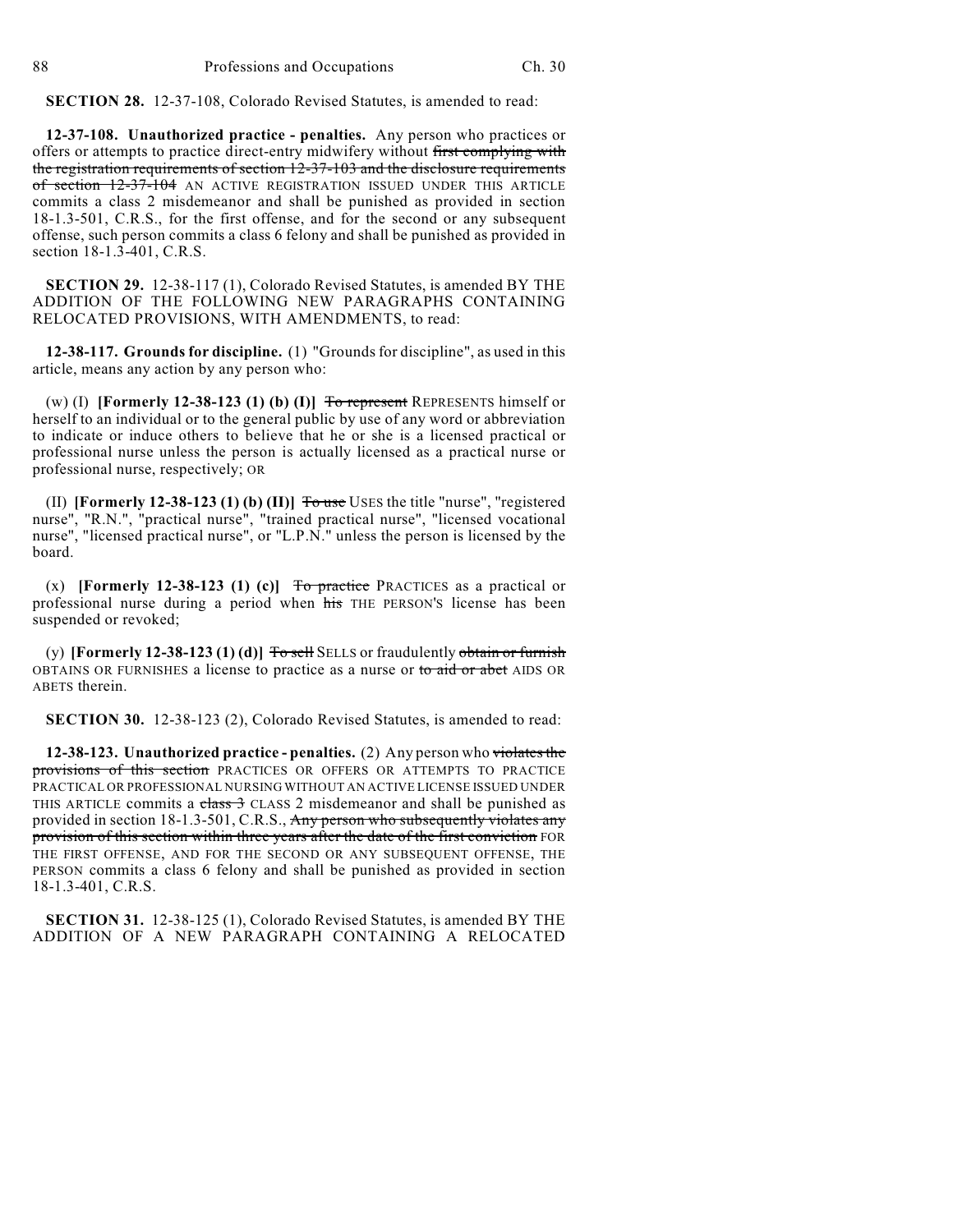**SECTION 28.** 12-37-108, Colorado Revised Statutes, is amended to read:

**12-37-108. Unauthorized practice - penalties.** Any person who practices or offers or attempts to practice direct-entry midwifery without ~~first complying with the registration requirements of section 12-37-103 and the disclosure requirements of section 12-37-104~~ AN ACTIVE REGISTRATION ISSUED UNDER THIS ARTICLE commits a class 2 misdemeanor and shall be punished as provided in section 18-1.3-501, C.R.S., for the first offense, and for the second or any subsequent offense, such person commits a class 6 felony and shall be punished as provided in section 18-1.3-401, C.R.S.

**SECTION 29.** 12-38-117 (1), Colorado Revised Statutes, is amended BY THE ADDITION OF THE FOLLOWING NEW PARAGRAPHS CONTAINING RELOCATED PROVISIONS, WITH AMENDMENTS, to read:

**12-38-117. Grounds for discipline.** (1) "Grounds for discipline", as used in this article, means any action by any person who:

(w) (I) **[Formerly 12-38-123 (1) (b) (I)]** ~~To represent~~ REPRESENTS himself or herself to an individual or to the general public by use of any word or abbreviation to indicate or induce others to believe that he or she is a licensed practical or professional nurse unless the person is actually licensed as a practical nurse or professional nurse, respectively; OR

(II) **[Formerly 12-38-123 (1) (b) (II)]** ~~To use~~ USES the title "nurse", "registered nurse", "R.N.", "practical nurse", "trained practical nurse", "licensed vocational nurse", "licensed practical nurse", or "L.P.N." unless the person is licensed by the board.

(x) **[Formerly 12-38-123 (1) (c)]** ~~To practice~~ PRACTICES as a practical or professional nurse during a period when ~~his~~ THE PERSON'S license has been suspended or revoked;

(y) **[Formerly 12-38-123 (1) (d)]** ~~To sell~~ SELLS or fraudulently ~~obtain or furnish~~ OBTAINS OR FURNISHES a license to practice as a nurse or ~~to aid or abet~~ AIDS OR ABETS therein.

**SECTION 30.** 12-38-123 (2), Colorado Revised Statutes, is amended to read:

**12-38-123. Unauthorized practice - penalties.** (2) Any person who ~~violates the provisions of this section~~ PRACTICES OR OFFERS OR ATTEMPTS TO PRACTICE PRACTICAL OR PROFESSIONAL NURSING WITHOUT AN ACTIVE LICENSE ISSUED UNDER THIS ARTICLE commits a ~~class 3~~ CLASS 2 misdemeanor and shall be punished as provided in section 18-1.3-501, C.R.S., ~~Any person who subsequently violates any provision of this section within three years after the date of the first conviction~~ FOR THE FIRST OFFENSE, AND FOR THE SECOND OR ANY SUBSEQUENT OFFENSE, THE PERSON commits a class 6 felony and shall be punished as provided in section 18-1.3-401, C.R.S.

**SECTION 31.** 12-38-125 (1), Colorado Revised Statutes, is amended BY THE ADDITION OF A NEW PARAGRAPH CONTAINING A RELOCATED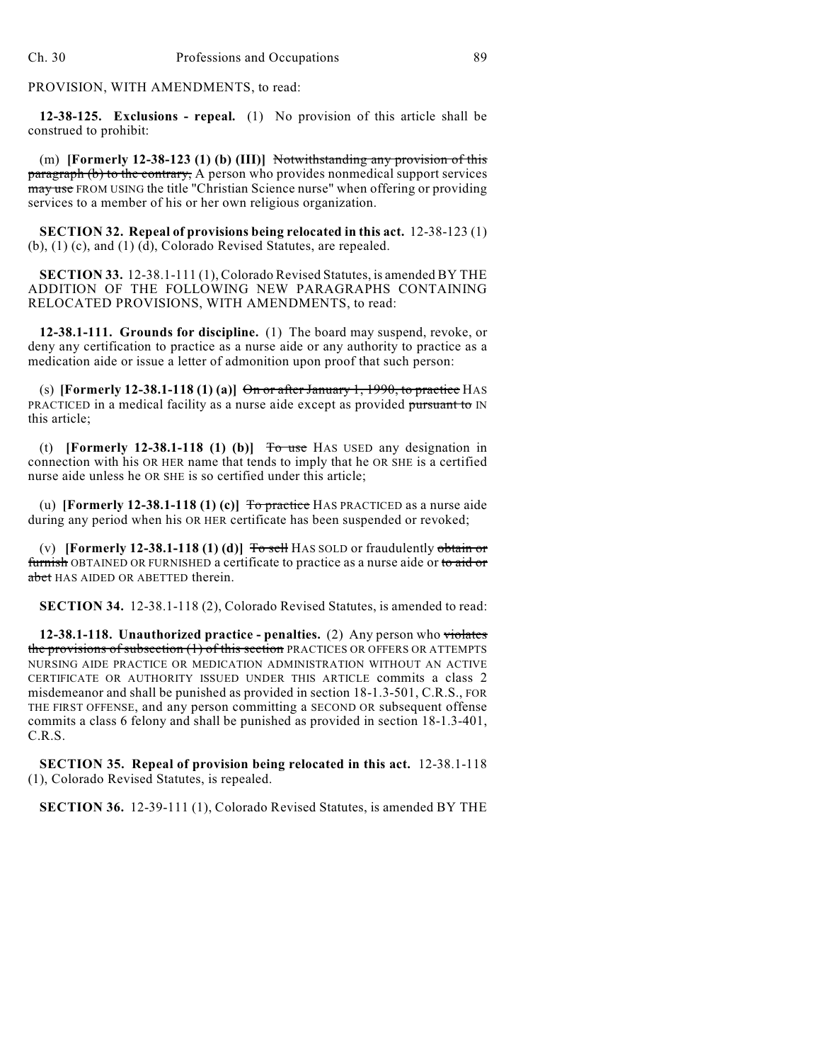PROVISION, WITH AMENDMENTS, to read:

**12-38-125. Exclusions - repeal.** (1) No provision of this article shall be construed to prohibit:

(m) **[Formerly 12-38-123 (1) (b) (III)]** ~~Notwithstanding any provision of this paragraph (b) to the contrary,~~ A person who provides nonmedical support services ~~may use~~ FROM USING the title "Christian Science nurse" when offering or providing services to a member of his or her own religious organization.

**SECTION 32. Repeal of provisions being relocated in this act.** 12-38-123 (1) (b), (1) (c), and (1) (d), Colorado Revised Statutes, are repealed.

**SECTION 33.** 12-38.1-111 (1), Colorado Revised Statutes, is amended BY THE ADDITION OF THE FOLLOWING NEW PARAGRAPHS CONTAINING RELOCATED PROVISIONS, WITH AMENDMENTS, to read:

**12-38.1-111. Grounds for discipline.** (1) The board may suspend, revoke, or deny any certification to practice as a nurse aide or any authority to practice as a medication aide or issue a letter of admonition upon proof that such person:

(s) **[Formerly 12-38.1-118 (1) (a)]** ~~On or after January 1, 1990, to practice~~ HAS PRACTICED in a medical facility as a nurse aide except as provided ~~pursuant to~~ IN this article;

(t) **[Formerly 12-38.1-118 (1) (b)]** ~~To use~~ HAS USED any designation in connection with his OR HER name that tends to imply that he OR SHE is a certified nurse aide unless he OR SHE is so certified under this article;

(u) **[Formerly 12-38.1-118 (1) (c)]** ~~To practice~~ HAS PRACTICED as a nurse aide during any period when his OR HER certificate has been suspended or revoked;

(v) **[Formerly 12-38.1-118 (1) (d)]** ~~To sell~~ HAS SOLD or fraudulently ~~obtain or furnish~~ OBTAINED OR FURNISHED a certificate to practice as a nurse aide or ~~to aid or abet~~ HAS AIDED OR ABETTED therein.

**SECTION 34.** 12-38.1-118 (2), Colorado Revised Statutes, is amended to read:

**12-38.1-118. Unauthorized practice - penalties.** (2) Any person who ~~violates the provisions of subsection (1) of this section~~ PRACTICES OR OFFERS OR ATTEMPTS NURSING AIDE PRACTICE OR MEDICATION ADMINISTRATION WITHOUT AN ACTIVE CERTIFICATE OR AUTHORITY ISSUED UNDER THIS ARTICLE commits a class 2 misdemeanor and shall be punished as provided in section 18-1.3-501, C.R.S., FOR THE FIRST OFFENSE, and any person committing a SECOND OR subsequent offense commits a class 6 felony and shall be punished as provided in section 18-1.3-401, C.R.S.

**SECTION 35. Repeal of provision being relocated in this act.** 12-38.1-118 (1), Colorado Revised Statutes, is repealed.

**SECTION 36.** 12-39-111 (1), Colorado Revised Statutes, is amended BY THE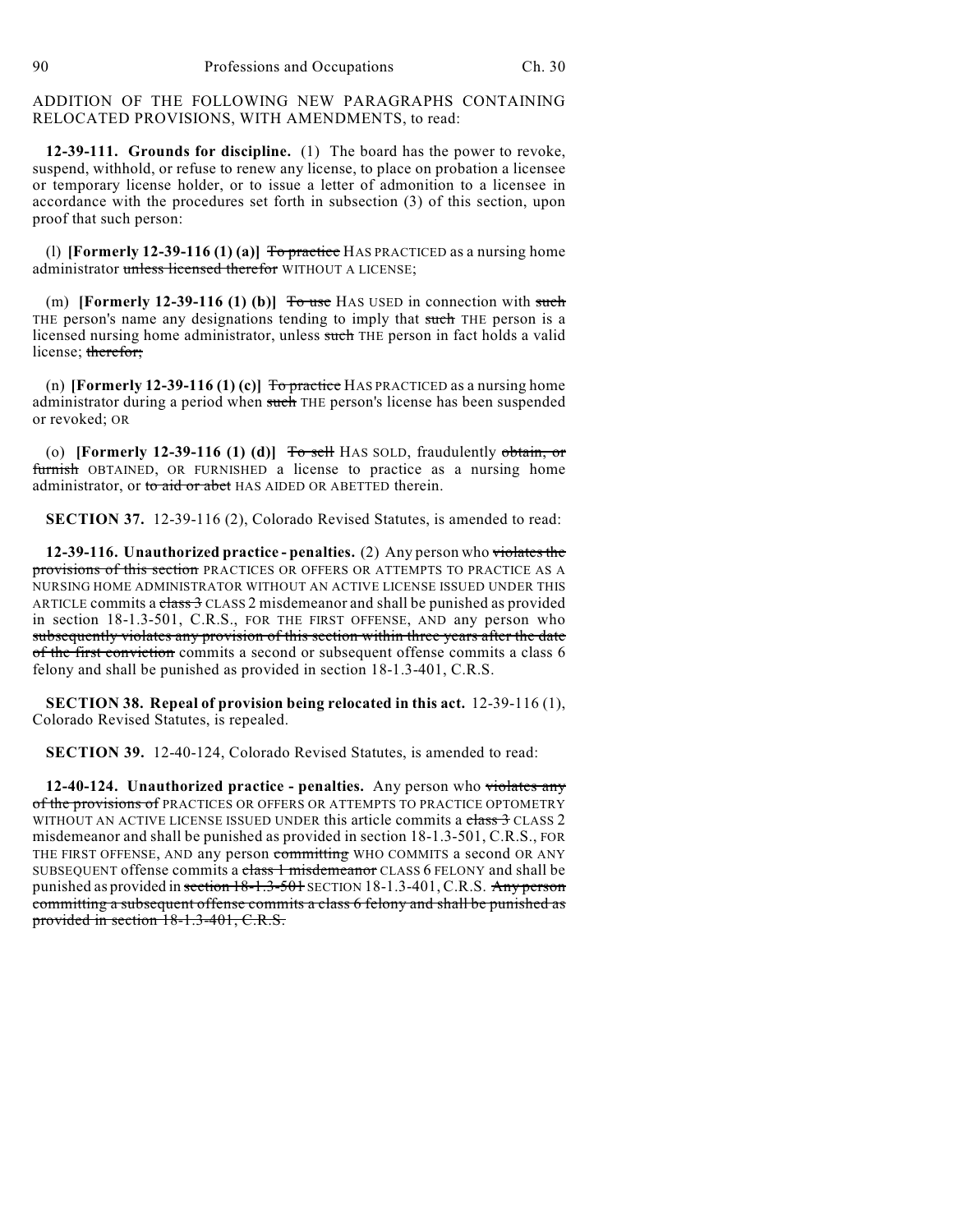ADDITION OF THE FOLLOWING NEW PARAGRAPHS CONTAINING RELOCATED PROVISIONS, WITH AMENDMENTS, to read:

**12-39-111. Grounds for discipline.** (1) The board has the power to revoke, suspend, withhold, or refuse to renew any license, to place on probation a licensee or temporary license holder, or to issue a letter of admonition to a licensee in accordance with the procedures set forth in subsection (3) of this section, upon proof that such person:

(l) **[Formerly 12-39-116 (1) (a)]** ~~To practice~~ HAS PRACTICED as a nursing home administrator ~~unless licensed therefor~~ WITHOUT A LICENSE;

(m) **[Formerly 12-39-116 (1) (b)]** ~~To use~~ HAS USED in connection with ~~such~~ THE person's name any designations tending to imply that ~~such~~ THE person is a licensed nursing home administrator, unless ~~such~~ THE person in fact holds a valid license; ~~therefor;~~

(n) **[Formerly 12-39-116 (1) (c)]** ~~To practice~~ HAS PRACTICED as a nursing home administrator during a period when ~~such~~ THE person's license has been suspended or revoked; OR

(o) **[Formerly 12-39-116 (1) (d)]** ~~To sell~~ HAS SOLD, fraudulently ~~obtain, or furnish~~ OBTAINED, OR FURNISHED a license to practice as a nursing home administrator, or ~~to aid or abet~~ HAS AIDED OR ABETTED therein.

**SECTION 37.** 12-39-116 (2), Colorado Revised Statutes, is amended to read:

**12-39-116. Unauthorized practice - penalties.** (2) Any person who ~~violates the provisions of this section~~ PRACTICES OR OFFERS OR ATTEMPTS TO PRACTICE AS A NURSING HOME ADMINISTRATOR WITHOUT AN ACTIVE LICENSE ISSUED UNDER THIS ARTICLE commits a ~~class 3~~ CLASS 2 misdemeanor and shall be punished as provided in section 18-1.3-501, C.R.S., FOR THE FIRST OFFENSE, AND any person who ~~subsequently violates any provision of this section within three years after the date of the first conviction~~ commits a second or subsequent offense commits a class 6 felony and shall be punished as provided in section 18-1.3-401, C.R.S.

**SECTION 38. Repeal of provision being relocated in this act.** 12-39-116 (1), Colorado Revised Statutes, is repealed.

**SECTION 39.** 12-40-124, Colorado Revised Statutes, is amended to read:

**12-40-124. Unauthorized practice - penalties.** Any person who ~~violates any of the provisions of~~ PRACTICES OR OFFERS OR ATTEMPTS TO PRACTICE OPTOMETRY WITHOUT AN ACTIVE LICENSE ISSUED UNDER this article commits a ~~class 3~~ CLASS 2 misdemeanor and shall be punished as provided in section 18-1.3-501, C.R.S., FOR THE FIRST OFFENSE, AND any person ~~committing~~ WHO COMMITS a second OR ANY SUBSEQUENT offense commits a ~~class 1 misdemeanor~~ CLASS 6 FELONY and shall be punished as provided in ~~section 18-1.3-501~~ SECTION 18-1.3-401, C.R.S. ~~Any person committing a subsequent offense commits a class 6 felony and shall be punished as provided in section 18-1.3-401, C.R.S.~~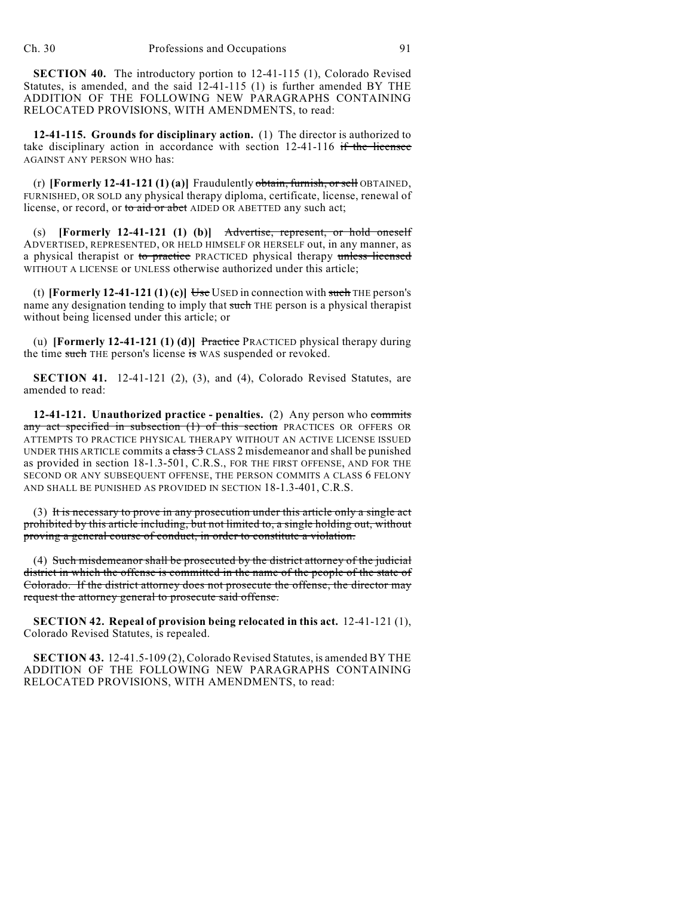**SECTION 40.** The introductory portion to 12-41-115 (1), Colorado Revised Statutes, is amended, and the said 12-41-115 (1) is further amended BY THE ADDITION OF THE FOLLOWING NEW PARAGRAPHS CONTAINING RELOCATED PROVISIONS, WITH AMENDMENTS, to read:

**12-41-115. Grounds for disciplinary action.** (1) The director is authorized to take disciplinary action in accordance with section 12-41-116 ~~if the licensee~~ AGAINST ANY PERSON WHO has:

(r) **[Formerly 12-41-121 (1) (a)]** Fraudulently ~~obtain, furnish, or sell~~ OBTAINED, FURNISHED, OR SOLD any physical therapy diploma, certificate, license, renewal of license, or record, or ~~to aid or abet~~ AIDED OR ABETTED any such act;

(s) **[Formerly 12-41-121 (1) (b)]** ~~Advertise, represent, or hold oneself~~ ADVERTISED, REPRESENTED, OR HELD HIMSELF OR HERSELF out, in any manner, as a physical therapist or ~~to practice~~ PRACTICED physical therapy ~~unless licensed~~ WITHOUT A LICENSE or UNLESS otherwise authorized under this article;

(t) **[Formerly 12-41-121 (1) (c)]** ~~Use~~ USED in connection with ~~such~~ THE person's name any designation tending to imply that ~~such~~ THE person is a physical therapist without being licensed under this article; or

(u) **[Formerly 12-41-121 (1) (d)]** ~~Practice~~ PRACTICED physical therapy during the time ~~such~~ THE person's license ~~is~~ WAS suspended or revoked.

**SECTION 41.** 12-41-121 (2), (3), and (4), Colorado Revised Statutes, are amended to read:

**12-41-121. Unauthorized practice - penalties.** (2) Any person who ~~commits any act specified in subsection (1) of this section~~ PRACTICES OR OFFERS OR ATTEMPTS TO PRACTICE PHYSICAL THERAPY WITHOUT AN ACTIVE LICENSE ISSUED UNDER THIS ARTICLE commits a ~~class 3~~ CLASS 2 misdemeanor and shall be punished as provided in section 18-1.3-501, C.R.S., FOR THE FIRST OFFENSE, AND FOR THE SECOND OR ANY SUBSEQUENT OFFENSE, THE PERSON COMMITS A CLASS 6 FELONY AND SHALL BE PUNISHED AS PROVIDED IN SECTION 18-1.3-401, C.R.S.

(3) ~~It is necessary to prove in any prosecution under this article only a single act prohibited by this article including, but not limited to, a single holding out, without proving a general course of conduct, in order to constitute a violation.~~

(4) ~~Such misdemeanor shall be prosecuted by the district attorney of the judicial district in which the offense is committed in the name of the people of the state of Colorado. If the district attorney does not prosecute the offense, the director may request the attorney general to prosecute said offense.~~

**SECTION 42. Repeal of provision being relocated in this act.** 12-41-121 (1), Colorado Revised Statutes, is repealed.

**SECTION 43.** 12-41.5-109 (2), Colorado Revised Statutes, is amended BY THE ADDITION OF THE FOLLOWING NEW PARAGRAPHS CONTAINING RELOCATED PROVISIONS, WITH AMENDMENTS, to read: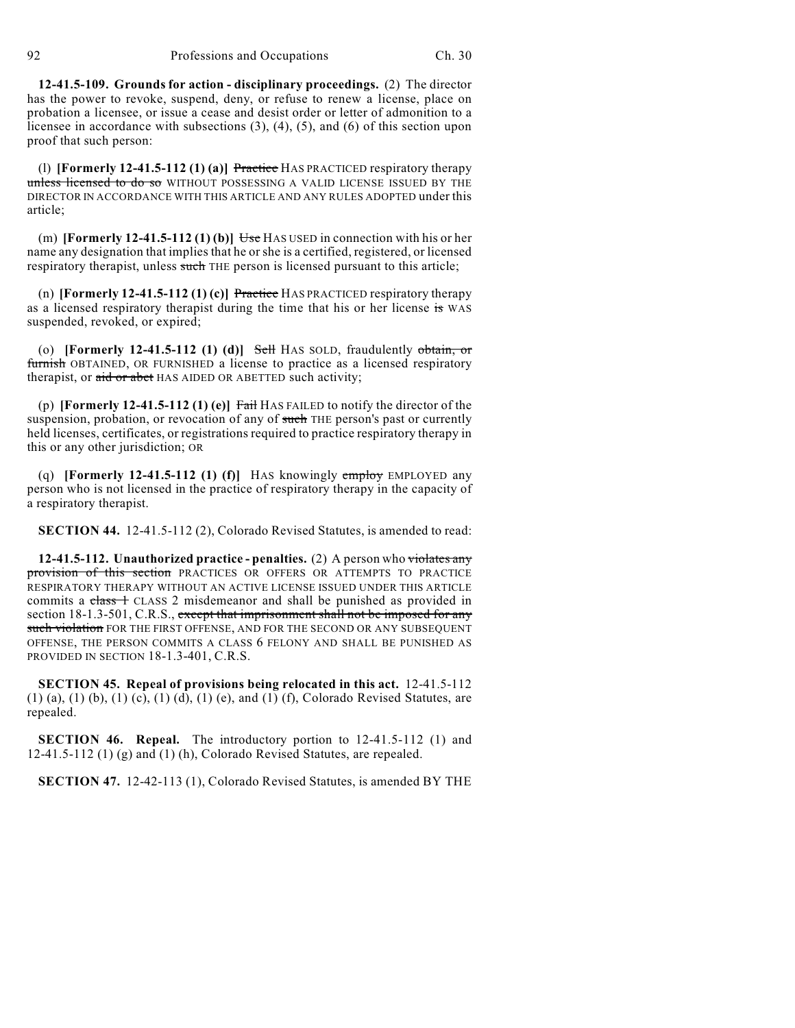**12-41.5-109. Grounds for action - disciplinary proceedings.** (2) The director has the power to revoke, suspend, deny, or refuse to renew a license, place on probation a licensee, or issue a cease and desist order or letter of admonition to a licensee in accordance with subsections (3), (4), (5), and (6) of this section upon proof that such person:

(l) **[Formerly 12-41.5-112 (1) (a)]** ~~Practice~~ HAS PRACTICED respiratory therapy ~~unless licensed to do so~~ WITHOUT POSSESSING A VALID LICENSE ISSUED BY THE DIRECTOR IN ACCORDANCE WITH THIS ARTICLE AND ANY RULES ADOPTED under this article;

(m) **[Formerly 12-41.5-112 (1) (b)]** ~~Use~~ HAS USED in connection with his or her name any designation that implies that he or she is a certified, registered, or licensed respiratory therapist, unless ~~such~~ THE person is licensed pursuant to this article;

(n) **[Formerly 12-41.5-112 (1) (c)]** ~~Practice~~ HAS PRACTICED respiratory therapy as a licensed respiratory therapist during the time that his or her license ~~is~~ WAS suspended, revoked, or expired;

(o) **[Formerly 12-41.5-112 (1) (d)]** ~~Sell~~ HAS SOLD, fraudulently ~~obtain, or furnish~~ OBTAINED, OR FURNISHED a license to practice as a licensed respiratory therapist, or ~~aid or abet~~ HAS AIDED OR ABETTED such activity;

(p) **[Formerly 12-41.5-112 (1) (e)]** ~~Fail~~ HAS FAILED to notify the director of the suspension, probation, or revocation of any of ~~such~~ THE person's past or currently held licenses, certificates, or registrations required to practice respiratory therapy in this or any other jurisdiction; OR

(q) **[Formerly 12-41.5-112 (1) (f)]** HAS knowingly ~~employ~~ EMPLOYED any person who is not licensed in the practice of respiratory therapy in the capacity of a respiratory therapist.

**SECTION 44.** 12-41.5-112 (2), Colorado Revised Statutes, is amended to read:

**12-41.5-112. Unauthorized practice - penalties.** (2) A person who ~~violates any provision of this section~~ PRACTICES OR OFFERS OR ATTEMPTS TO PRACTICE RESPIRATORY THERAPY WITHOUT AN ACTIVE LICENSE ISSUED UNDER THIS ARTICLE commits a ~~class 1~~ CLASS 2 misdemeanor and shall be punished as provided in section 18-1.3-501, C.R.S., ~~except that imprisonment shall not be imposed for any such violation~~ FOR THE FIRST OFFENSE, AND FOR THE SECOND OR ANY SUBSEQUENT OFFENSE, THE PERSON COMMITS A CLASS 6 FELONY AND SHALL BE PUNISHED AS PROVIDED IN SECTION 18-1.3-401, C.R.S.

**SECTION 45. Repeal of provisions being relocated in this act.** 12-41.5-112 (1) (a), (1) (b), (1) (c), (1) (d), (1) (e), and (1) (f), Colorado Revised Statutes, are repealed.

**SECTION 46. Repeal.** The introductory portion to 12-41.5-112 (1) and 12-41.5-112 (1) (g) and (1) (h), Colorado Revised Statutes, are repealed.

**SECTION 47.** 12-42-113 (1), Colorado Revised Statutes, is amended BY THE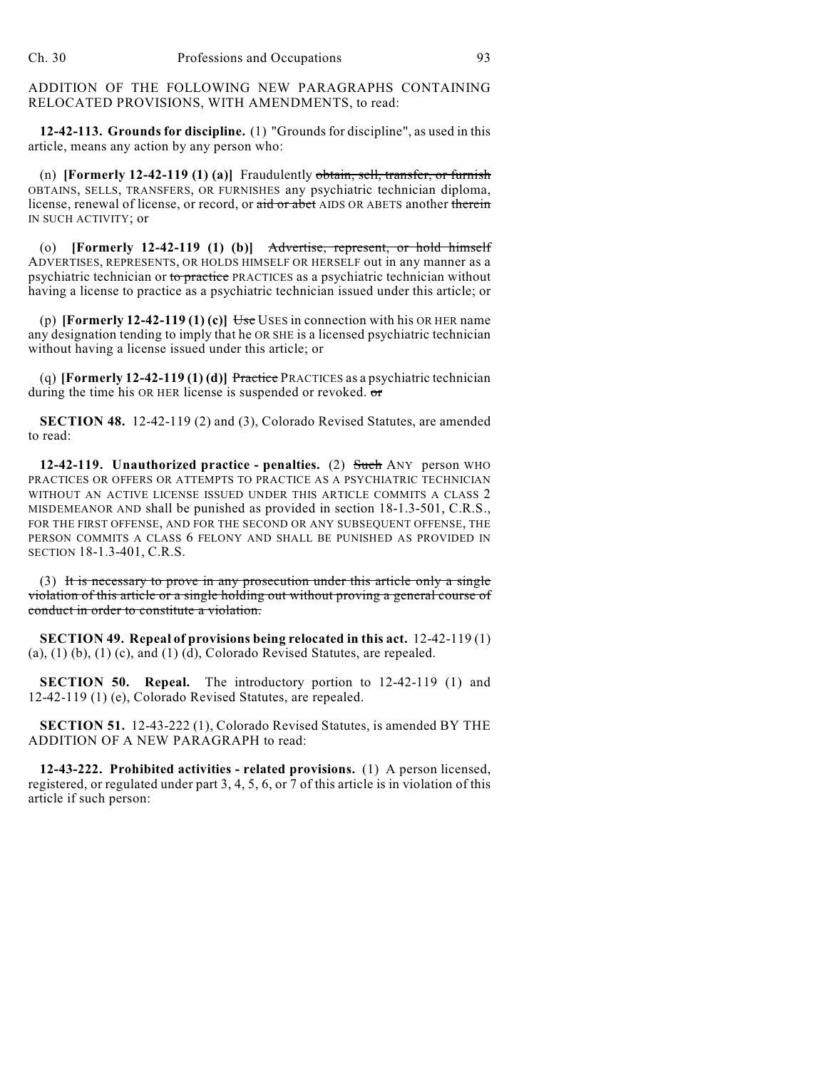ADDITION OF THE FOLLOWING NEW PARAGRAPHS CONTAINING RELOCATED PROVISIONS, WITH AMENDMENTS, to read:

**12-42-113. Grounds for discipline.** (1) "Grounds for discipline", as used in this article, means any action by any person who:

(n) **[Formerly 12-42-119 (1) (a)]** Fraudulently ~~obtain, sell, transfer, or furnish~~ OBTAINS, SELLS, TRANSFERS, OR FURNISHES any psychiatric technician diploma, license, renewal of license, or record, or ~~aid or abet~~ AIDS OR ABETS another ~~therein~~ IN SUCH ACTIVITY; or

(o) **[Formerly 12-42-119 (1) (b)]** ~~Advertise, represent, or hold himself~~ ADVERTISES, REPRESENTS, OR HOLDS HIMSELF OR HERSELF out in any manner as a psychiatric technician or ~~to practice~~ PRACTICES as a psychiatric technician without having a license to practice as a psychiatric technician issued under this article; or

(p) **[Formerly 12-42-119 (1) (c)]** ~~Use~~ USES in connection with his OR HER name any designation tending to imply that he OR SHE is a licensed psychiatric technician without having a license issued under this article; or

(q) **[Formerly 12-42-119 (1) (d)]** ~~Practice~~ PRACTICES as a psychiatric technician during the time his OR HER license is suspended or revoked. ~~or~~

**SECTION 48.** 12-42-119 (2) and (3), Colorado Revised Statutes, are amended to read:

**12-42-119. Unauthorized practice - penalties.** (2) ~~Such~~ ANY person WHO PRACTICES OR OFFERS OR ATTEMPTS TO PRACTICE AS A PSYCHIATRIC TECHNICIAN WITHOUT AN ACTIVE LICENSE ISSUED UNDER THIS ARTICLE COMMITS A CLASS 2 MISDEMEANOR AND shall be punished as provided in section 18-1.3-501, C.R.S., FOR THE FIRST OFFENSE, AND FOR THE SECOND OR ANY SUBSEQUENT OFFENSE, THE PERSON COMMITS A CLASS 6 FELONY AND SHALL BE PUNISHED AS PROVIDED IN SECTION 18-1.3-401, C.R.S.

(3) ~~It is necessary to prove in any prosecution under this article only a single violation of this article or a single holding out without proving a general course of conduct in order to constitute a violation.~~

**SECTION 49. Repeal of provisions being relocated in this act.** 12-42-119 (1) (a), (1) (b), (1) (c), and (1) (d), Colorado Revised Statutes, are repealed.

**SECTION 50. Repeal.** The introductory portion to 12-42-119 (1) and 12-42-119 (1) (e), Colorado Revised Statutes, are repealed.

**SECTION 51.** 12-43-222 (1), Colorado Revised Statutes, is amended BY THE ADDITION OF A NEW PARAGRAPH to read:

**12-43-222. Prohibited activities - related provisions.** (1) A person licensed, registered, or regulated under part 3, 4, 5, 6, or 7 of this article is in violation of this article if such person: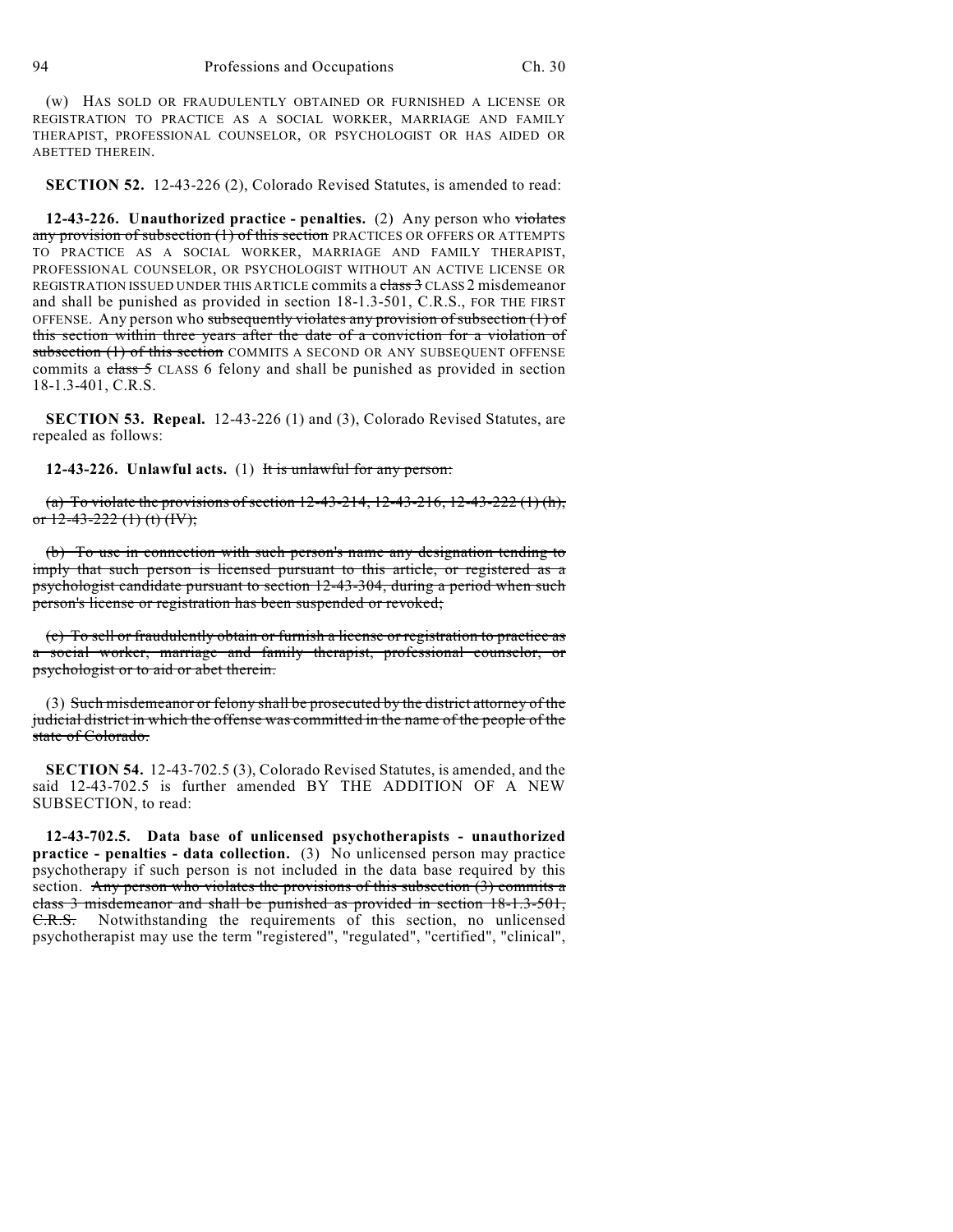(w) HAS SOLD OR FRAUDULENTLY OBTAINED OR FURNISHED A LICENSE OR REGISTRATION TO PRACTICE AS A SOCIAL WORKER, MARRIAGE AND FAMILY THERAPIST, PROFESSIONAL COUNSELOR, OR PSYCHOLOGIST OR HAS AIDED OR ABETTED THEREIN.

**SECTION 52.** 12-43-226 (2), Colorado Revised Statutes, is amended to read:

**12-43-226. Unauthorized practice - penalties.** (2) Any person who ~~violates any provision of subsection (1) of this section~~ PRACTICES OR OFFERS OR ATTEMPTS TO PRACTICE AS A SOCIAL WORKER, MARRIAGE AND FAMILY THERAPIST, PROFESSIONAL COUNSELOR, OR PSYCHOLOGIST WITHOUT AN ACTIVE LICENSE OR REGISTRATION ISSUED UNDER THIS ARTICLE commits a ~~class 3~~ CLASS 2 misdemeanor and shall be punished as provided in section 18-1.3-501, C.R.S., FOR THE FIRST OFFENSE. Any person who ~~subsequently violates any provision of subsection (1) of this section within three years after the date of a conviction for a violation of subsection (1) of this section~~ COMMITS A SECOND OR ANY SUBSEQUENT OFFENSE commits a ~~class 5~~ CLASS 6 felony and shall be punished as provided in section 18-1.3-401, C.R.S.

**SECTION 53. Repeal.** 12-43-226 (1) and (3), Colorado Revised Statutes, are repealed as follows:

**12-43-226. Unlawful acts.** (1) ~~It is unlawful for any person:~~

~~(a) To violate the provisions of section 12-43-214, 12-43-216, 12-43-222 (1) (h), or 12-43-222 (1) (t) (IV);~~

~~(b) To use in connection with such person's name any designation tending to imply that such person is licensed pursuant to this article, or registered as a psychologist candidate pursuant to section 12-43-304, during a period when such person's license or registration has been suspended or revoked;~~

~~(c) To sell or fraudulently obtain or furnish a license or registration to practice as a social worker, marriage and family therapist, professional counselor, or psychologist or to aid or abet therein.~~

(3) ~~Such misdemeanor or felony shall be prosecuted by the district attorney of the judicial district in which the offense was committed in the name of the people of the state of Colorado.~~

**SECTION 54.** 12-43-702.5 (3), Colorado Revised Statutes, is amended, and the said 12-43-702.5 is further amended BY THE ADDITION OF A NEW SUBSECTION, to read:

**12-43-702.5. Data base of unlicensed psychotherapists - unauthorized practice - penalties - data collection.** (3) No unlicensed person may practice psychotherapy if such person is not included in the data base required by this section. ~~Any person who violates the provisions of this subsection (3) commits a class 3 misdemeanor and shall be punished as provided in section 18-1.3-501, C.R.S.~~ Notwithstanding the requirements of this section, no unlicensed psychotherapist may use the term "registered", "regulated", "certified", "clinical",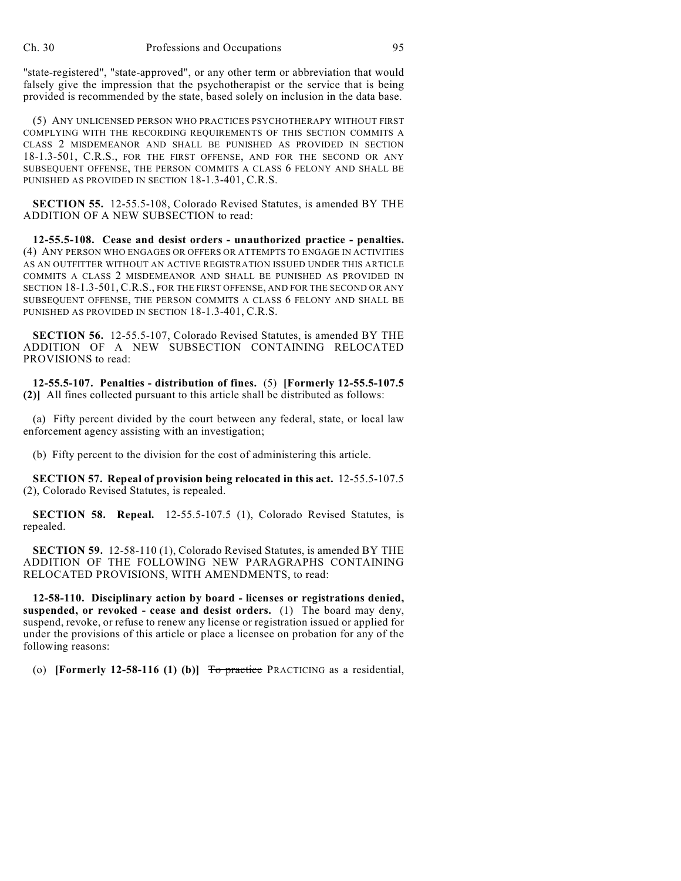"state-registered", "state-approved", or any other term or abbreviation that would falsely give the impression that the psychotherapist or the service that is being provided is recommended by the state, based solely on inclusion in the data base.

(5) ANY UNLICENSED PERSON WHO PRACTICES PSYCHOTHERAPY WITHOUT FIRST COMPLYING WITH THE RECORDING REQUIREMENTS OF THIS SECTION COMMITS A CLASS 2 MISDEMEANOR AND SHALL BE PUNISHED AS PROVIDED IN SECTION 18-1.3-501, C.R.S., FOR THE FIRST OFFENSE, AND FOR THE SECOND OR ANY SUBSEQUENT OFFENSE, THE PERSON COMMITS A CLASS 6 FELONY AND SHALL BE PUNISHED AS PROVIDED IN SECTION 18-1.3-401, C.R.S.

**SECTION 55.** 12-55.5-108, Colorado Revised Statutes, is amended BY THE ADDITION OF A NEW SUBSECTION to read:

**12-55.5-108. Cease and desist orders - unauthorized practice - penalties.** (4) ANY PERSON WHO ENGAGES OR OFFERS OR ATTEMPTS TO ENGAGE IN ACTIVITIES AS AN OUTFITTER WITHOUT AN ACTIVE REGISTRATION ISSUED UNDER THIS ARTICLE COMMITS A CLASS 2 MISDEMEANOR AND SHALL BE PUNISHED AS PROVIDED IN SECTION 18-1.3-501, C.R.S., FOR THE FIRST OFFENSE, AND FOR THE SECOND OR ANY SUBSEQUENT OFFENSE, THE PERSON COMMITS A CLASS 6 FELONY AND SHALL BE PUNISHED AS PROVIDED IN SECTION 18-1.3-401, C.R.S.

**SECTION 56.** 12-55.5-107, Colorado Revised Statutes, is amended BY THE ADDITION OF A NEW SUBSECTION CONTAINING RELOCATED PROVISIONS to read:

**12-55.5-107. Penalties - distribution of fines.** (5) **[Formerly 12-55.5-107.5 (2)]** All fines collected pursuant to this article shall be distributed as follows:

(a) Fifty percent divided by the court between any federal, state, or local law enforcement agency assisting with an investigation;

(b) Fifty percent to the division for the cost of administering this article.

**SECTION 57. Repeal of provision being relocated in this act.** 12-55.5-107.5 (2), Colorado Revised Statutes, is repealed.

**SECTION 58. Repeal.** 12-55.5-107.5 (1), Colorado Revised Statutes, is repealed.

**SECTION 59.** 12-58-110 (1), Colorado Revised Statutes, is amended BY THE ADDITION OF THE FOLLOWING NEW PARAGRAPHS CONTAINING RELOCATED PROVISIONS, WITH AMENDMENTS, to read:

**12-58-110. Disciplinary action by board - licenses or registrations denied, suspended, or revoked - cease and desist orders.** (1) The board may deny, suspend, revoke, or refuse to renew any license or registration issued or applied for under the provisions of this article or place a licensee on probation for any of the following reasons:

(o) **[Formerly 12-58-116 (1) (b)]** ~~To practice~~ PRACTICING as a residential,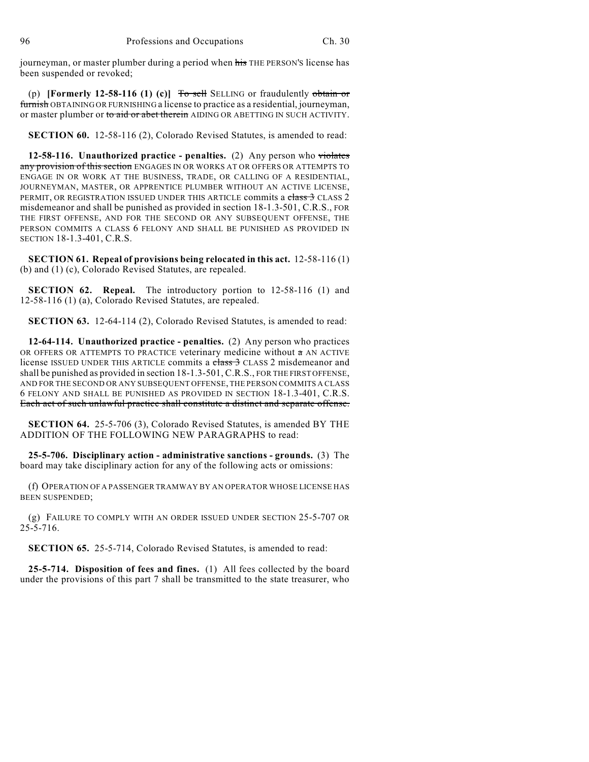journeyman, or master plumber during a period when ~~his~~ THE PERSON'S license has been suspended or revoked;

(p) **[Formerly 12-58-116 (1) (c)]** ~~To sell~~ SELLING or fraudulently ~~obtain or furnish~~ OBTAINING OR FURNISHING a license to practice as a residential, journeyman, or master plumber or ~~to aid or abet therein~~ AIDING OR ABETTING IN SUCH ACTIVITY.

**SECTION 60.** 12-58-116 (2), Colorado Revised Statutes, is amended to read:

**12-58-116. Unauthorized practice - penalties.** (2) Any person who ~~violates any provision of this section~~ ENGAGES IN OR WORKS AT OR OFFERS OR ATTEMPTS TO ENGAGE IN OR WORK AT THE BUSINESS, TRADE, OR CALLING OF A RESIDENTIAL, JOURNEYMAN, MASTER, OR APPRENTICE PLUMBER WITHOUT AN ACTIVE LICENSE, PERMIT, OR REGISTRATION ISSUED UNDER THIS ARTICLE commits a ~~class 3~~ CLASS 2 misdemeanor and shall be punished as provided in section 18-1.3-501, C.R.S., FOR THE FIRST OFFENSE, AND FOR THE SECOND OR ANY SUBSEQUENT OFFENSE, THE PERSON COMMITS A CLASS 6 FELONY AND SHALL BE PUNISHED AS PROVIDED IN SECTION 18-1.3-401, C.R.S.

**SECTION 61. Repeal of provisions being relocated in this act.** 12-58-116 (1) (b) and (1) (c), Colorado Revised Statutes, are repealed.

**SECTION 62. Repeal.** The introductory portion to 12-58-116 (1) and 12-58-116 (1) (a), Colorado Revised Statutes, are repealed.

**SECTION 63.** 12-64-114 (2), Colorado Revised Statutes, is amended to read:

**12-64-114. Unauthorized practice - penalties.** (2) Any person who practices OR OFFERS OR ATTEMPTS TO PRACTICE veterinary medicine without ~~a~~ AN ACTIVE license ISSUED UNDER THIS ARTICLE commits a ~~class 3~~ CLASS 2 misdemeanor and shall be punished as provided in section 18-1.3-501, C.R.S., FOR THE FIRST OFFENSE, AND FOR THE SECOND OR ANY SUBSEQUENT OFFENSE, THE PERSON COMMITS A CLASS 6 FELONY AND SHALL BE PUNISHED AS PROVIDED IN SECTION 18-1.3-401, C.R.S. ~~Each act of such unlawful practice shall constitute a distinct and separate offense.~~

**SECTION 64.** 25-5-706 (3), Colorado Revised Statutes, is amended BY THE ADDITION OF THE FOLLOWING NEW PARAGRAPHS to read:

**25-5-706. Disciplinary action - administrative sanctions - grounds.** (3) The board may take disciplinary action for any of the following acts or omissions:

(f) OPERATION OF A PASSENGER TRAMWAY BY AN OPERATOR WHOSE LICENSE HAS BEEN SUSPENDED;

(g) FAILURE TO COMPLY WITH AN ORDER ISSUED UNDER SECTION 25-5-707 OR 25-5-716.

**SECTION 65.** 25-5-714, Colorado Revised Statutes, is amended to read:

**25-5-714. Disposition of fees and fines.** (1) All fees collected by the board under the provisions of this part 7 shall be transmitted to the state treasurer, who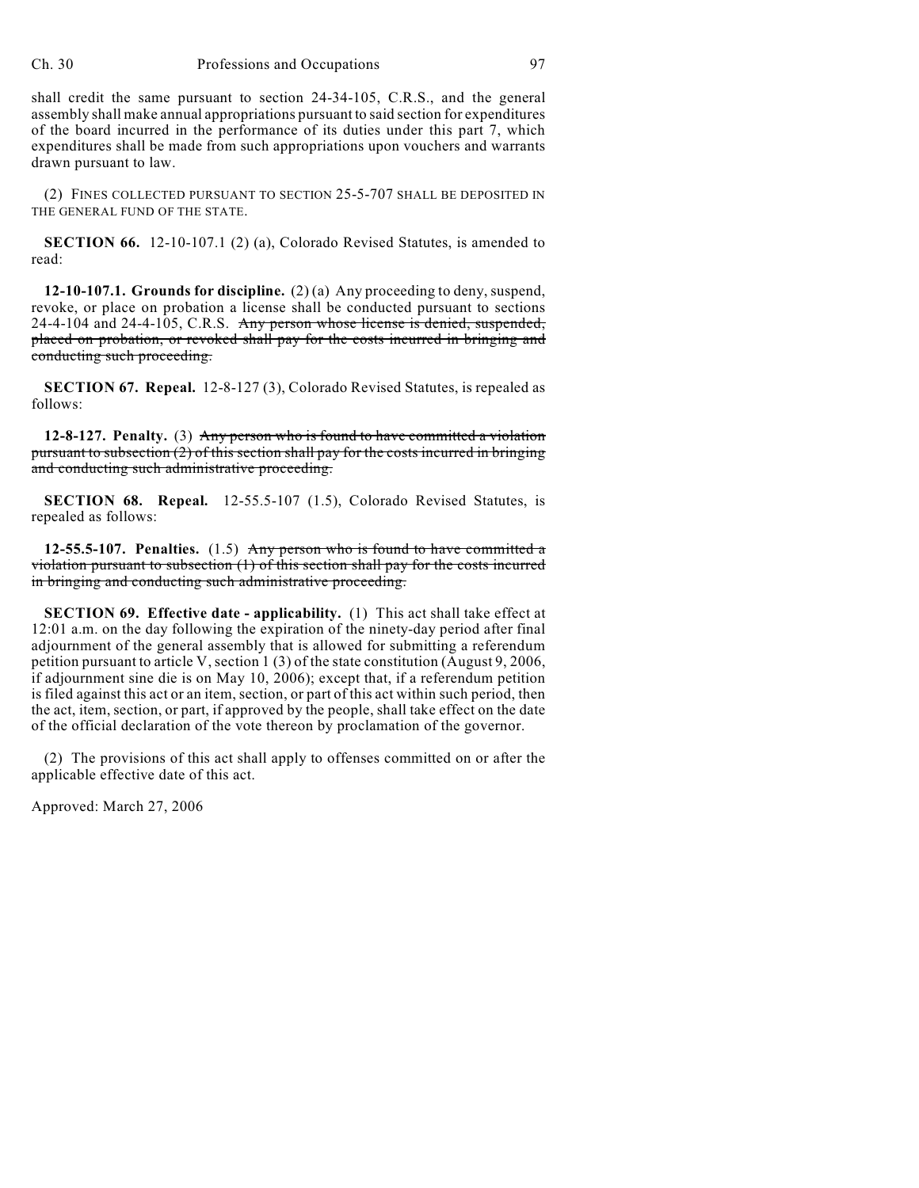shall credit the same pursuant to section 24-34-105, C.R.S., and the general assembly shall make annual appropriations pursuant to said section for expenditures of the board incurred in the performance of its duties under this part 7, which expenditures shall be made from such appropriations upon vouchers and warrants drawn pursuant to law.

(2) FINES COLLECTED PURSUANT TO SECTION 25-5-707 SHALL BE DEPOSITED IN THE GENERAL FUND OF THE STATE.

**SECTION 66.** 12-10-107.1 (2) (a), Colorado Revised Statutes, is amended to read:

**12-10-107.1. Grounds for discipline.** (2) (a) Any proceeding to deny, suspend, revoke, or place on probation a license shall be conducted pursuant to sections 24-4-104 and 24-4-105, C.R.S. ~~Any person whose license is denied, suspended, placed on probation, or revoked shall pay for the costs incurred in bringing and conducting such proceeding.~~

**SECTION 67. Repeal.** 12-8-127 (3), Colorado Revised Statutes, is repealed as follows:

**12-8-127. Penalty.** (3) ~~Any person who is found to have committed a violation pursuant to subsection (2) of this section shall pay for the costs incurred in bringing and conducting such administrative proceeding.~~

**SECTION 68. Repeal.** 12-55.5-107 (1.5), Colorado Revised Statutes, is repealed as follows:

**12-55.5-107. Penalties.** (1.5) ~~Any person who is found to have committed a violation pursuant to subsection (1) of this section shall pay for the costs incurred in bringing and conducting such administrative proceeding.~~

**SECTION 69. Effective date - applicability.** (1) This act shall take effect at 12:01 a.m. on the day following the expiration of the ninety-day period after final adjournment of the general assembly that is allowed for submitting a referendum petition pursuant to article V, section 1 (3) of the state constitution (August 9, 2006, if adjournment sine die is on May 10, 2006); except that, if a referendum petition is filed against this act or an item, section, or part of this act within such period, then the act, item, section, or part, if approved by the people, shall take effect on the date of the official declaration of the vote thereon by proclamation of the governor.

(2) The provisions of this act shall apply to offenses committed on or after the applicable effective date of this act.

Approved: March 27, 2006